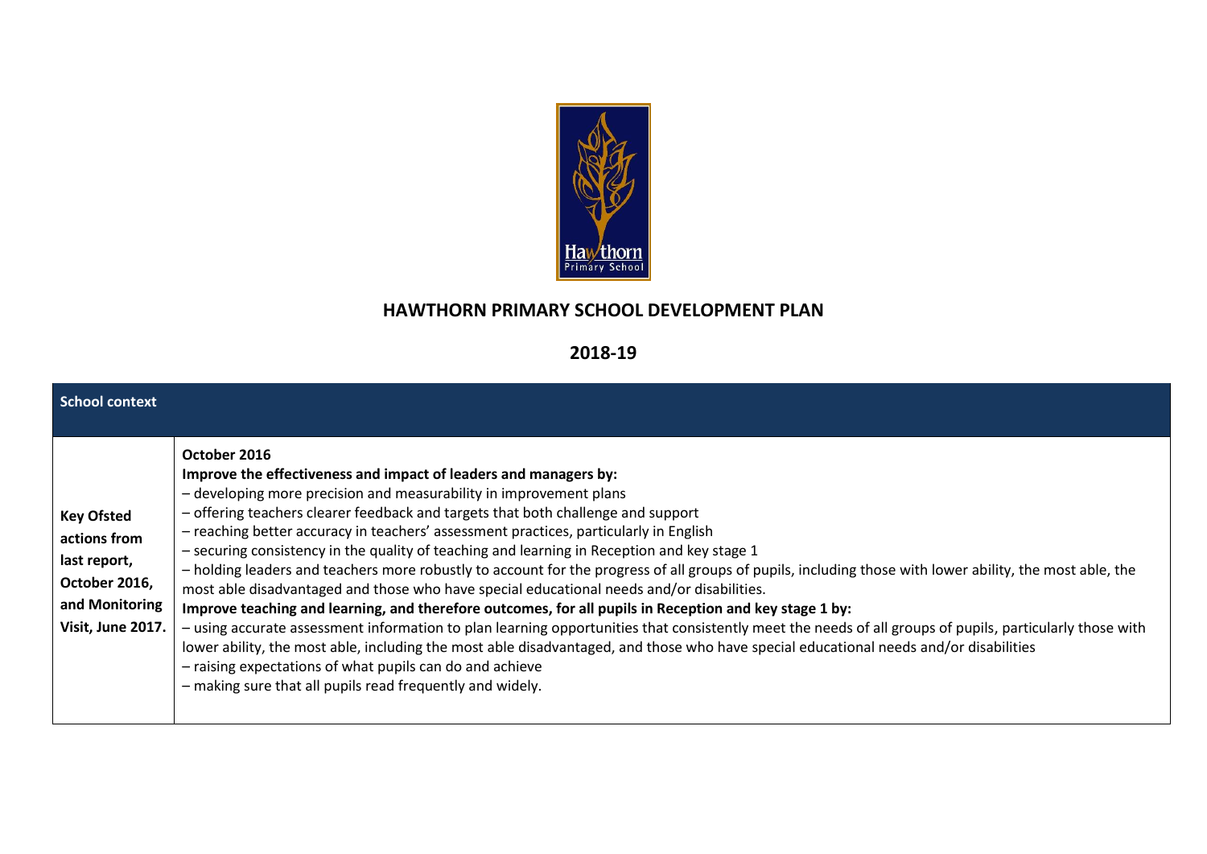# HAWTHORN PRIMARY SCHOOL DEVELOPMENT PLAN

## 2018-19

| School context | |
|---|---|
| **Key Ofsted actions from last report, October 2016, and Monitoring Visit, June 2017.** | **October 2016**<br>**Improve the effectiveness and impact of leaders and managers by:**<br>– developing more precision and measurability in improvement plans<br>– offering teachers clearer feedback and targets that both challenge and support<br>– reaching better accuracy in teachers' assessment practices, particularly in English<br>– securing consistency in the quality of teaching and learning in Reception and key stage 1<br>– holding leaders and teachers more robustly to account for the progress of all groups of pupils, including those with lower ability, the most able, the most able disadvantaged and those who have special educational needs and/or disabilities.<br>**Improve teaching and learning, and therefore outcomes, for all pupils in Reception and key stage 1 by:**<br>– using accurate assessment information to plan learning opportunities that consistently meet the needs of all groups of pupils, particularly those with lower ability, the most able, including the most able disadvantaged, and those who have special educational needs and/or disabilities<br>– raising expectations of what pupils can do and achieve<br>– making sure that all pupils read frequently and widely. |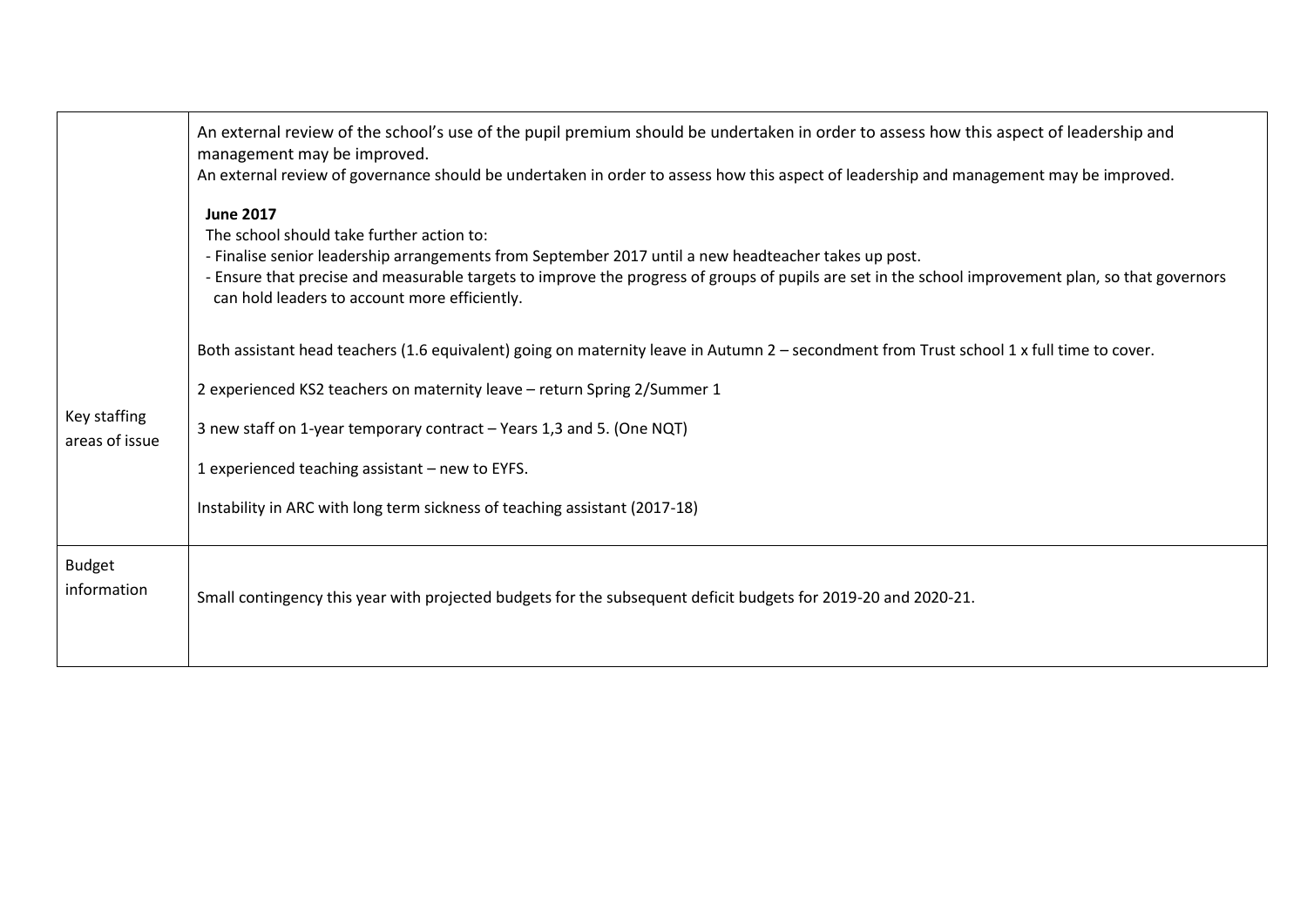| | |
|---|---|
| Key staffing areas of issue | An external review of the school's use of the pupil premium should be undertaken in order to assess how this aspect of leadership and management may be improved.<br>An external review of governance should be undertaken in order to assess how this aspect of leadership and management may be improved.<br><br>**June 2017**<br>The school should take further action to:<br>- Finalise senior leadership arrangements from September 2017 until a new headteacher takes up post.<br>- Ensure that precise and measurable targets to improve the progress of groups of pupils are set in the school improvement plan, so that governors can hold leaders to account more efficiently.<br><br>Both assistant head teachers (1.6 equivalent) going on maternity leave in Autumn 2 – secondment from Trust school 1 x full time to cover.<br><br>2 experienced KS2 teachers on maternity leave – return Spring 2/Summer 1<br><br>3 new staff on 1-year temporary contract – Years 1,3 and 5. (One NQT)<br><br>1 experienced teaching assistant – new to EYFS.<br><br>Instability in ARC with long term sickness of teaching assistant (2017-18) |
| Budget information | Small contingency this year with projected budgets for the subsequent deficit budgets for 2019-20 and 2020-21. |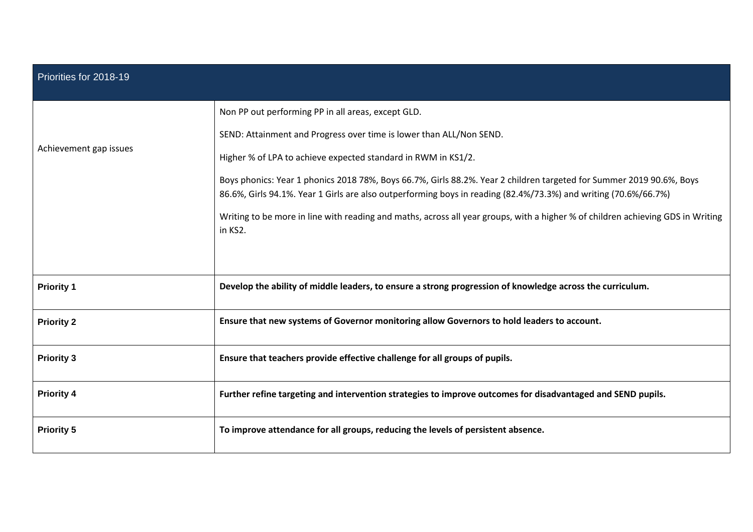| Priorities for 2018-19 | |
|---|---|
| Achievement gap issues | Non PP out performing PP in all areas, except GLD.<br><br>SEND: Attainment and Progress over time is lower than ALL/Non SEND.<br><br>Higher % of LPA to achieve expected standard in RWM in KS1/2.<br><br>Boys phonics: Year 1 phonics 2018 78%, Boys 66.7%, Girls 88.2%. Year 2 children targeted for Summer 2019 90.6%, Boys 86.6%, Girls 94.1%. Year 1 Girls are also outperforming boys in reading (82.4%/73.3%) and writing (70.6%/66.7%)<br><br>Writing to be more in line with reading and maths, across all year groups, with a higher % of children achieving GDS in Writing in KS2. |
| **Priority 1** | **Develop the ability of middle leaders, to ensure a strong progression of knowledge across the curriculum.** |
| **Priority 2** | **Ensure that new systems of Governor monitoring allow Governors to hold leaders to account.** |
| **Priority 3** | **Ensure that teachers provide effective challenge for all groups of pupils.** |
| **Priority 4** | **Further refine targeting and intervention strategies to improve outcomes for disadvantaged and SEND pupils.** |
| **Priority 5** | **To improve attendance for all groups, reducing the levels of persistent absence.** |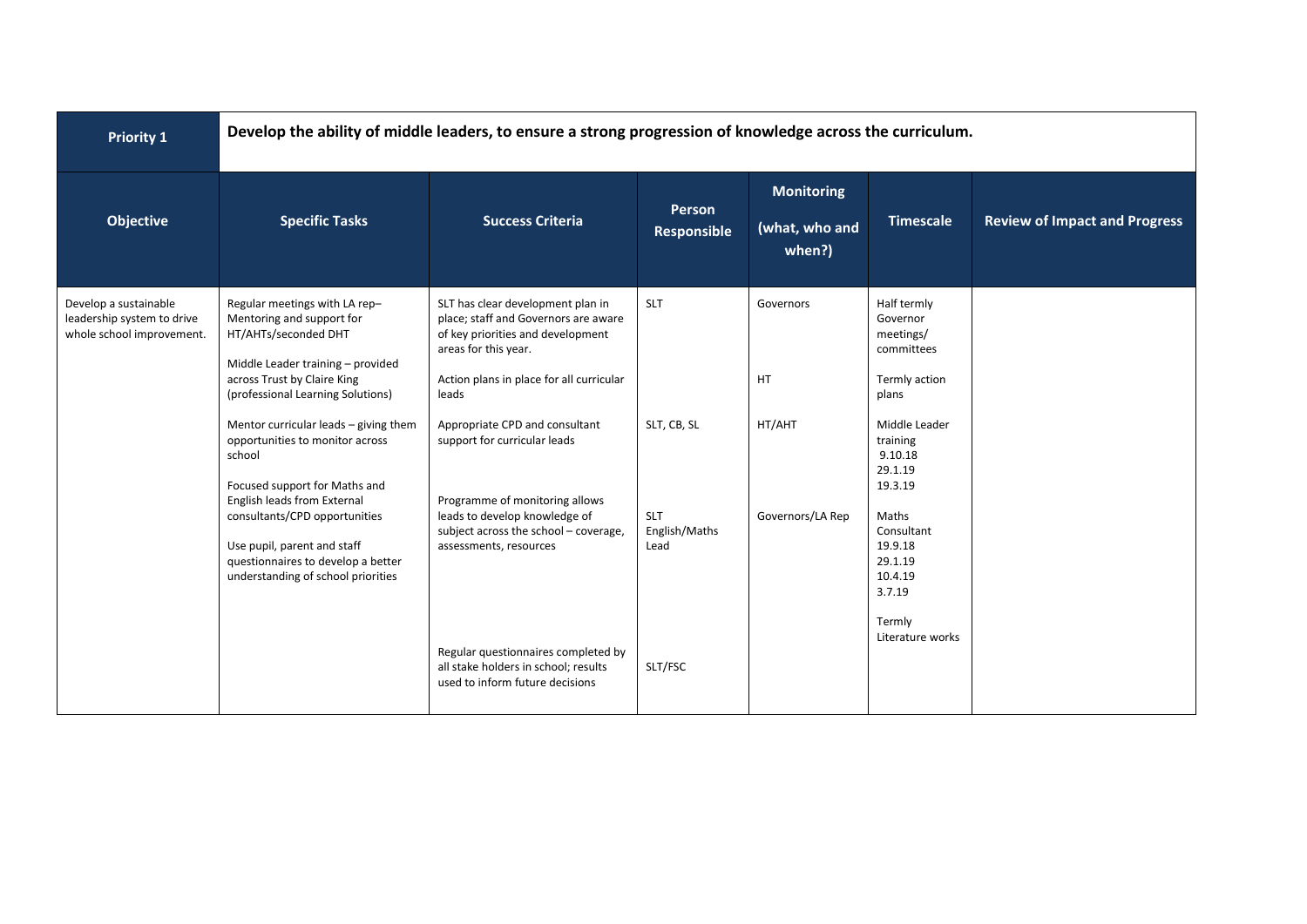| Priority 1 | Develop the ability of middle leaders, to ensure a strong progression of knowledge across the curriculum. | | | | | |
|---|---|---|---|---|---|---|
| **Objective** | **Specific Tasks** | **Success Criteria** | **Person Responsible** | **Monitoring (what, who and when?)** | **Timescale** | **Review of Impact and Progress** |
| Develop a sustainable leadership system to drive whole school improvement. | Regular meetings with LA rep– Mentoring and support for HT/AHTs/seconded DHT<br><br>Middle Leader training – provided across Trust by Claire King (professional Learning Solutions)<br><br>Mentor curricular leads – giving them opportunities to monitor across school<br><br>Focused support for Maths and English leads from External consultants/CPD opportunities<br><br>Use pupil, parent and staff questionnaires to develop a better understanding of school priorities | SLT has clear development plan in place; staff and Governors are aware of key priorities and development areas for this year.<br><br>Action plans in place for all curricular leads<br><br>Appropriate CPD and consultant support for curricular leads<br><br>Programme of monitoring allows leads to develop knowledge of subject across the school – coverage, assessments, resources<br><br>Regular questionnaires completed by all stake holders in school; results used to inform future decisions | SLT<br><br>SLT, CB, SL<br><br>SLT English/Maths Lead<br><br>SLT/FSC | Governors<br><br>HT<br><br>HT/AHT<br><br>Governors/LA Rep | Half termly Governor meetings/ committees<br><br>Termly action plans<br><br>Middle Leader training 9.10.18 29.1.19 19.3.19<br><br>Maths Consultant 19.9.18 29.1.19 10.4.19 3.7.19<br><br>Termly Literature works | |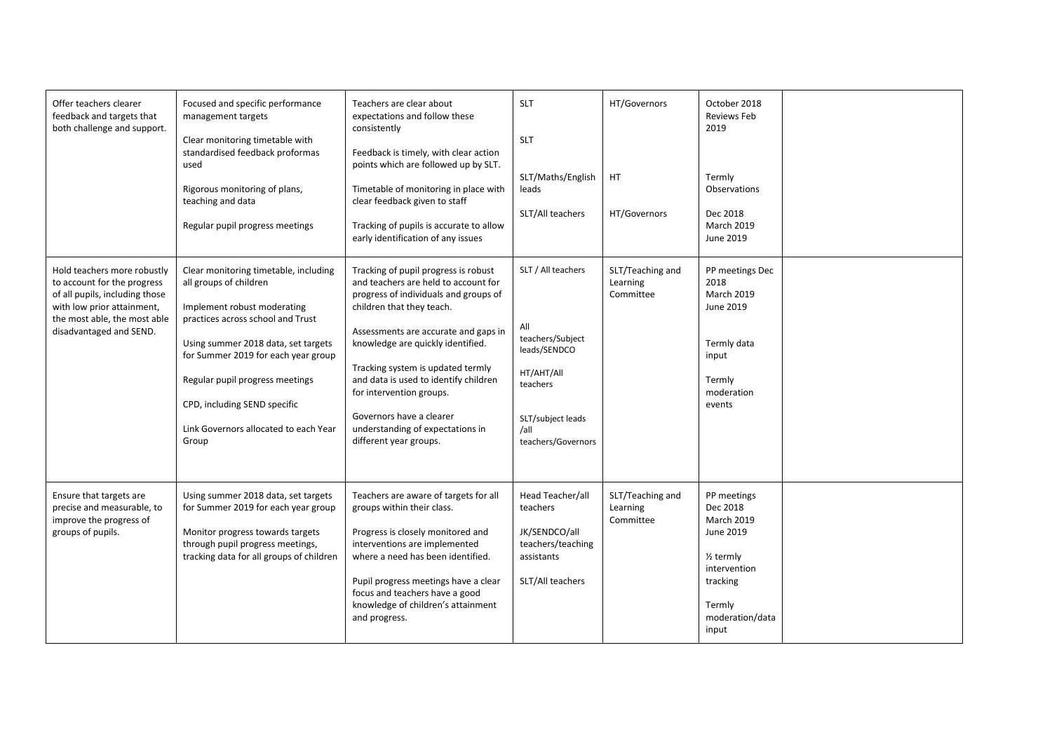| | | | | | | |
|---|---|---|---|---|---|---|
| Offer teachers clearer feedback and targets that both challenge and support. | Focused and specific performance management targets<br><br>Clear monitoring timetable with standardised feedback proformas used<br><br>Rigorous monitoring of plans, teaching and data<br><br>Regular pupil progress meetings | Teachers are clear about expectations and follow these consistently<br><br>Feedback is timely, with clear action points which are followed up by SLT.<br><br>Timetable of monitoring in place with clear feedback given to staff<br><br>Tracking of pupils is accurate to allow early identification of any issues | SLT<br><br>SLT<br><br>SLT/Maths/English leads<br><br>SLT/All teachers | HT/Governors<br><br>HT<br><br>HT/Governors | October 2018 Reviews Feb 2019<br><br>Termly Observations<br><br>Dec 2018 March 2019 June 2019 | |
| Hold teachers more robustly to account for the progress of all pupils, including those with low prior attainment, the most able, the most able disadvantaged and SEND. | Clear monitoring timetable, including all groups of children<br><br>Implement robust moderating practices across school and Trust<br><br>Using summer 2018 data, set targets for Summer 2019 for each year group<br><br>Regular pupil progress meetings<br><br>CPD, including SEND specific<br><br>Link Governors allocated to each Year Group | Tracking of pupil progress is robust and teachers are held to account for progress of individuals and groups of children that they teach.<br><br>Assessments are accurate and gaps in knowledge are quickly identified.<br><br>Tracking system is updated termly and data is used to identify children for intervention groups.<br><br>Governors have a clearer understanding of expectations in different year groups. | SLT / All teachers<br><br>All teachers/Subject leads/SENDCO<br><br>HT/AHT/All teachers<br><br>SLT/subject leads /all teachers/Governors | SLT/Teaching and Learning Committee | PP meetings Dec 2018 March 2019 June 2019<br><br>Termly data input<br><br>Termly moderation events | |
| Ensure that targets are precise and measurable, to improve the progress of groups of pupils. | Using summer 2018 data, set targets for Summer 2019 for each year group<br><br>Monitor progress towards targets through pupil progress meetings, tracking data for all groups of children | Teachers are aware of targets for all groups within their class.<br><br>Progress is closely monitored and interventions are implemented where a need has been identified.<br><br>Pupil progress meetings have a clear focus and teachers have a good knowledge of children's attainment and progress. | Head Teacher/all teachers<br><br>JK/SENDCO/all teachers/teaching assistants<br><br>SLT/All teachers | SLT/Teaching and Learning Committee | PP meetings Dec 2018 March 2019 June 2019<br><br>½ termly intervention tracking<br><br>Termly moderation/data input | |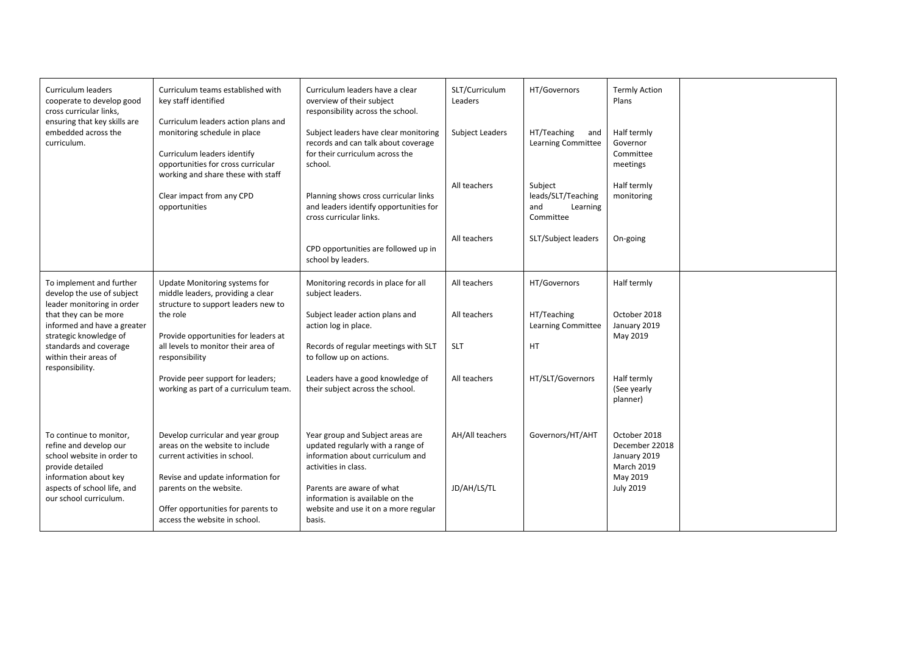| | | | | | | |
|---|---|---|---|---|---|---|
| Curriculum leaders cooperate to develop good cross curricular links, ensuring that key skills are embedded across the curriculum. | Curriculum teams established with key staff identified<br><br>Curriculum leaders action plans and monitoring schedule in place<br><br>Curriculum leaders identify opportunities for cross curricular working and share these with staff<br><br>Clear impact from any CPD opportunities | Curriculum leaders have a clear overview of their subject responsibility across the school.<br><br>Subject leaders have clear monitoring records and can talk about coverage for their curriculum across the school.<br><br>Planning shows cross curricular links and leaders identify opportunities for cross curricular links.<br><br>CPD opportunities are followed up in school by leaders. | SLT/Curriculum Leaders<br><br>Subject Leaders<br><br>All teachers<br><br>All teachers | HT/Governors<br><br>HT/Teaching and Learning Committee<br><br>Subject leads/SLT/Teaching and Learning Committee<br><br>SLT/Subject leaders | Termly Action Plans<br><br>Half termly Governor Committee meetings<br><br>Half termly monitoring<br><br>On-going | |
| To implement and further develop the use of subject leader monitoring in order that they can be more informed and have a greater strategic knowledge of standards and coverage within their areas of responsibility. | Update Monitoring systems for middle leaders, providing a clear structure to support leaders new to the role<br><br>Provide opportunities for leaders at all levels to monitor their area of responsibility<br><br>Provide peer support for leaders; working as part of a curriculum team. | Monitoring records in place for all subject leaders.<br><br>Subject leader action plans and action log in place.<br><br>Records of regular meetings with SLT to follow up on actions.<br><br>Leaders have a good knowledge of their subject across the school. | All teachers<br><br>All teachers<br><br>SLT<br><br>All teachers | HT/Governors<br><br>HT/Teaching Learning Committee<br><br>HT<br><br>HT/SLT/Governors | Half termly<br><br>October 2018<br>January 2019<br>May 2019<br><br>Half termly (See yearly planner) | |
| To continue to monitor, refine and develop our school website in order to provide detailed information about key aspects of school life, and our school curriculum. | Develop curricular and year group areas on the website to include current activities in school.<br><br>Revise and update information for parents on the website.<br><br>Offer opportunities for parents to access the website in school. | Year group and Subject areas are updated regularly with a range of information about curriculum and activities in class.<br><br>Parents are aware of what information is available on the website and use it on a more regular basis. | AH/All teachers<br><br>JD/AH/LS/TL | Governors/HT/AHT | October 2018<br>December 22018<br>January 2019<br>March 2019<br>May 2019<br>July 2019 | |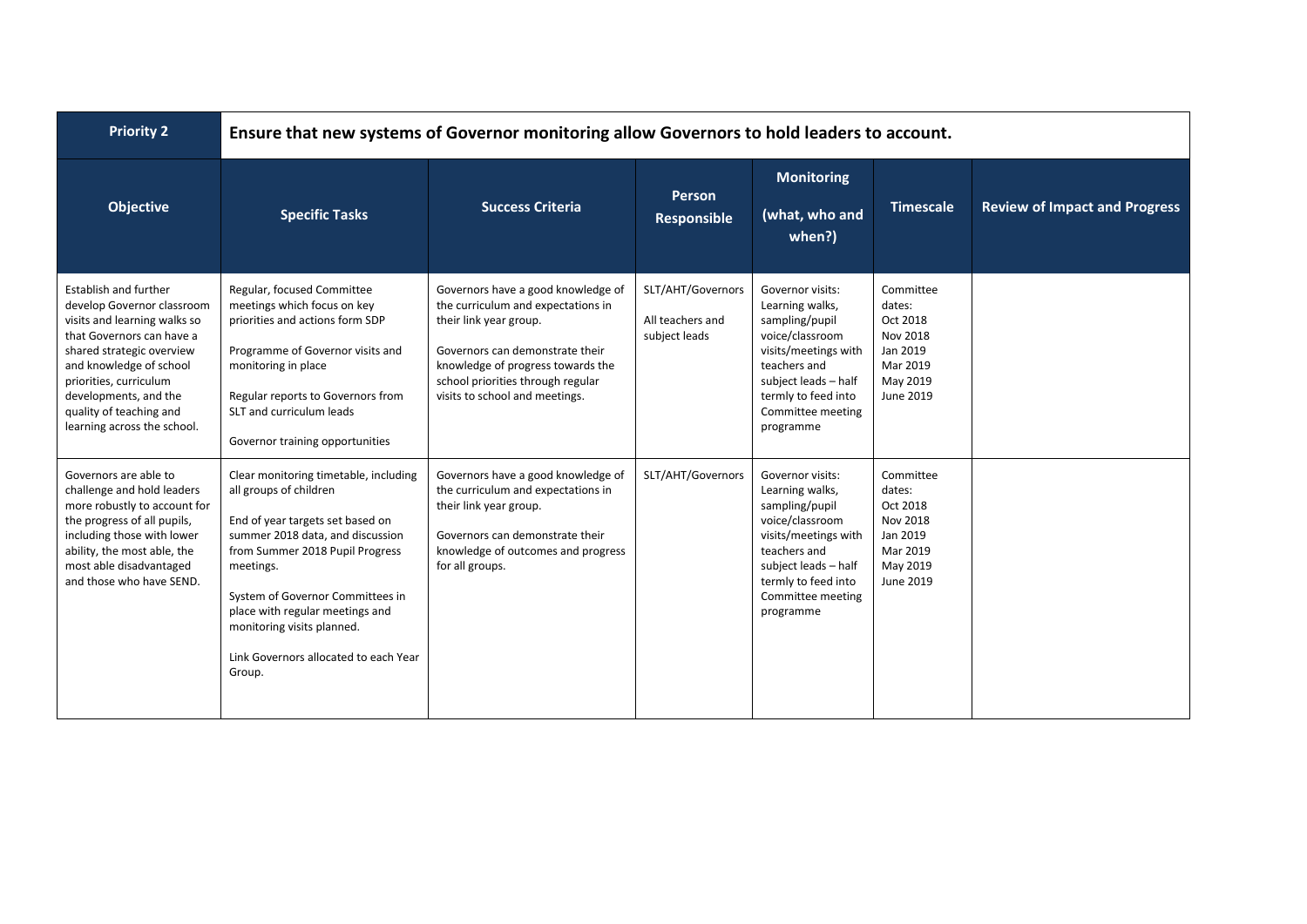| **Priority 2** | **Ensure that new systems of Governor monitoring allow Governors to hold leaders to account.** | | | | | |
|---|---|---|---|---|---|---|
| **Objective** | **Specific Tasks** | **Success Criteria** | **Person Responsible** | **Monitoring (what, who and when?)** | **Timescale** | **Review of Impact and Progress** |
| Establish and further develop Governor classroom visits and learning walks so that Governors can have a shared strategic overview and knowledge of school priorities, curriculum developments, and the quality of teaching and learning across the school. | Regular, focused Committee meetings which focus on key priorities and actions form SDP<br><br>Programme of Governor visits and monitoring in place<br><br>Regular reports to Governors from SLT and curriculum leads<br><br>Governor training opportunities | Governors have a good knowledge of the curriculum and expectations in their link year group.<br><br>Governors can demonstrate their knowledge of progress towards the school priorities through regular visits to school and meetings. | SLT/AHT/Governors<br><br>All teachers and subject leads | Governor visits: Learning walks, sampling/pupil voice/classroom visits/meetings with teachers and subject leads – half termly to feed into Committee meeting programme | Committee dates:<br>Oct 2018<br>Nov 2018<br>Jan 2019<br>Mar 2019<br>May 2019<br>June 2019 | |
| Governors are able to challenge and hold leaders more robustly to account for the progress of all pupils, including those with lower ability, the most able, the most able disadvantaged and those who have SEND. | Clear monitoring timetable, including all groups of children<br><br>End of year targets set based on summer 2018 data, and discussion from Summer 2018 Pupil Progress meetings.<br><br>System of Governor Committees in place with regular meetings and monitoring visits planned.<br><br>Link Governors allocated to each Year Group. | Governors have a good knowledge of the curriculum and expectations in their link year group.<br><br>Governors can demonstrate their knowledge of outcomes and progress for all groups. | SLT/AHT/Governors | Governor visits: Learning walks, sampling/pupil voice/classroom visits/meetings with teachers and subject leads – half termly to feed into Committee meeting programme | Committee dates:<br>Oct 2018<br>Nov 2018<br>Jan 2019<br>Mar 2019<br>May 2019<br>June 2019 | |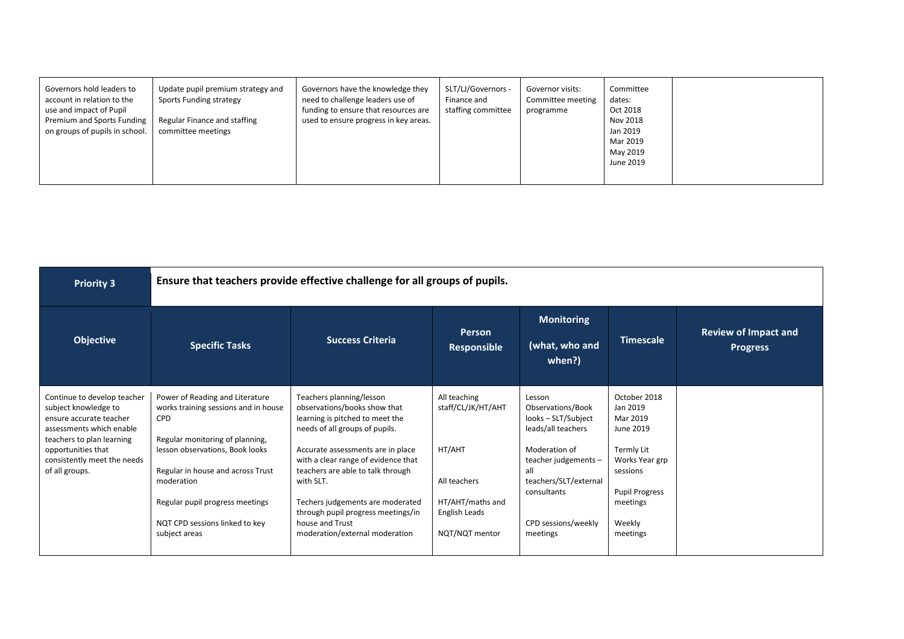| | | | | | | |
|---|---|---|---|---|---|---|
| Governors hold leaders to account in relation to the use and impact of Pupil Premium and Sports Funding on groups of pupils in school. | Update pupil premium strategy and Sports Funding strategy<br><br>Regular Finance and staffing committee meetings | Governors have the knowledge they need to challenge leaders use of funding to ensure that resources are used to ensure progress in key areas. | SLT/LJ/Governors - Finance and staffing committee | Governor visits: Committee meeting programme | Committee dates:<br>Oct 2018<br>Nov 2018<br>Jan 2019<br>Mar 2019<br>May 2019<br>June 2019 | |

| **Priority 3** | **Ensure that teachers provide effective challenge for all groups of pupils.** | | | | | |
|---|---|---|---|---|---|---|
| **Objective** | **Specific Tasks** | **Success Criteria** | **Person Responsible** | **Monitoring (what, who and when?)** | **Timescale** | **Review of Impact and Progress** |
| Continue to develop teacher subject knowledge to ensure accurate teacher assessments which enable teachers to plan learning opportunities that consistently meet the needs of all groups. | Power of Reading and Literature works training sessions and in house CPD<br><br>Regular monitoring of planning, lesson observations, Book looks<br><br>Regular in house and across Trust moderation<br><br>Regular pupil progress meetings<br><br>NQT CPD sessions linked to key subject areas | Teachers planning/lesson observations/books show that learning is pitched to meet the needs of all groups of pupils.<br><br>Accurate assessments are in place with a clear range of evidence that teachers are able to talk through with SLT.<br><br>Techers judgements are moderated through pupil progress meetings/in house and Trust moderation/external moderation | All teaching staff/CL/JK/HT/AHT<br><br>HT/AHT<br><br>All teachers<br><br>HT/AHT/maths and English Leads<br><br>NQT/NQT mentor | Lesson Observations/Book looks – SLT/Subject leads/all teachers<br><br>Moderation of teacher judgements – all teachers/SLT/external consultants<br><br>CPD sessions/weekly meetings | October 2018<br>Jan 2019<br>Mar 2019<br>June 2019<br><br>Termly Lit Works Year grp sessions<br><br>Pupil Progress meetings<br><br>Weekly meetings | |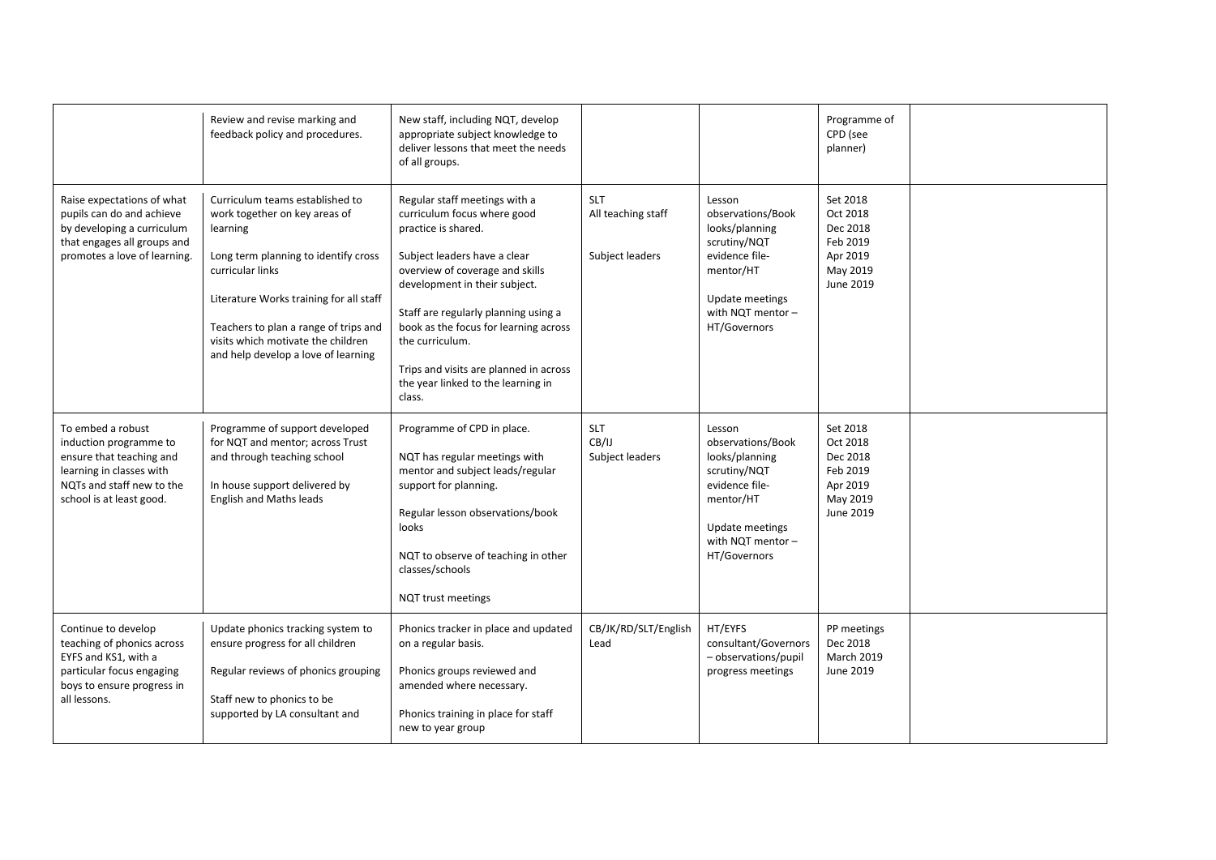| | | | | | | |
|---|---|---|---|---|---|---|
| | Review and revise marking and feedback policy and procedures. | New staff, including NQT, develop appropriate subject knowledge to deliver lessons that meet the needs of all groups. | | | Programme of CPD (see planner) | |
| Raise expectations of what pupils can do and achieve by developing a curriculum that engages all groups and promotes a love of learning. | Curriculum teams established to work together on key areas of learning<br><br>Long term planning to identify cross curricular links<br><br>Literature Works training for all staff<br><br>Teachers to plan a range of trips and visits which motivate the children and help develop a love of learning | Regular staff meetings with a curriculum focus where good practice is shared.<br><br>Subject leaders have a clear overview of coverage and skills development in their subject.<br><br>Staff are regularly planning using a book as the focus for learning across the curriculum.<br><br>Trips and visits are planned in across the year linked to the learning in class. | SLT<br>All teaching staff<br><br>Subject leaders | Lesson observations/Book looks/planning scrutiny/NQT evidence file-mentor/HT<br><br>Update meetings with NQT mentor – HT/Governors | Set 2018<br>Oct 2018<br>Dec 2018<br>Feb 2019<br>Apr 2019<br>May 2019<br>June 2019 | |
| To embed a robust induction programme to ensure that teaching and learning in classes with NQTs and staff new to the school is at least good. | Programme of support developed for NQT and mentor; across Trust and through teaching school<br><br>In house support delivered by English and Maths leads | Programme of CPD in place.<br><br>NQT has regular meetings with mentor and subject leads/regular support for planning.<br><br>Regular lesson observations/book looks<br><br>NQT to observe of teaching in other classes/schools<br><br>NQT trust meetings | SLT<br>CB/IJ<br>Subject leaders | Lesson observations/Book looks/planning scrutiny/NQT evidence file-mentor/HT<br><br>Update meetings with NQT mentor – HT/Governors | Set 2018<br>Oct 2018<br>Dec 2018<br>Feb 2019<br>Apr 2019<br>May 2019<br>June 2019 | |
| Continue to develop teaching of phonics across EYFS and KS1, with a particular focus engaging boys to ensure progress in all lessons. | Update phonics tracking system to ensure progress for all children<br><br>Regular reviews of phonics grouping<br><br>Staff new to phonics to be supported by LA consultant and | Phonics tracker in place and updated on a regular basis.<br><br>Phonics groups reviewed and amended where necessary.<br><br>Phonics training in place for staff new to year group | CB/JK/RD/SLT/English Lead | HT/EYFS consultant/Governors – observations/pupil progress meetings | PP meetings<br>Dec 2018<br>March 2019<br>June 2019 | |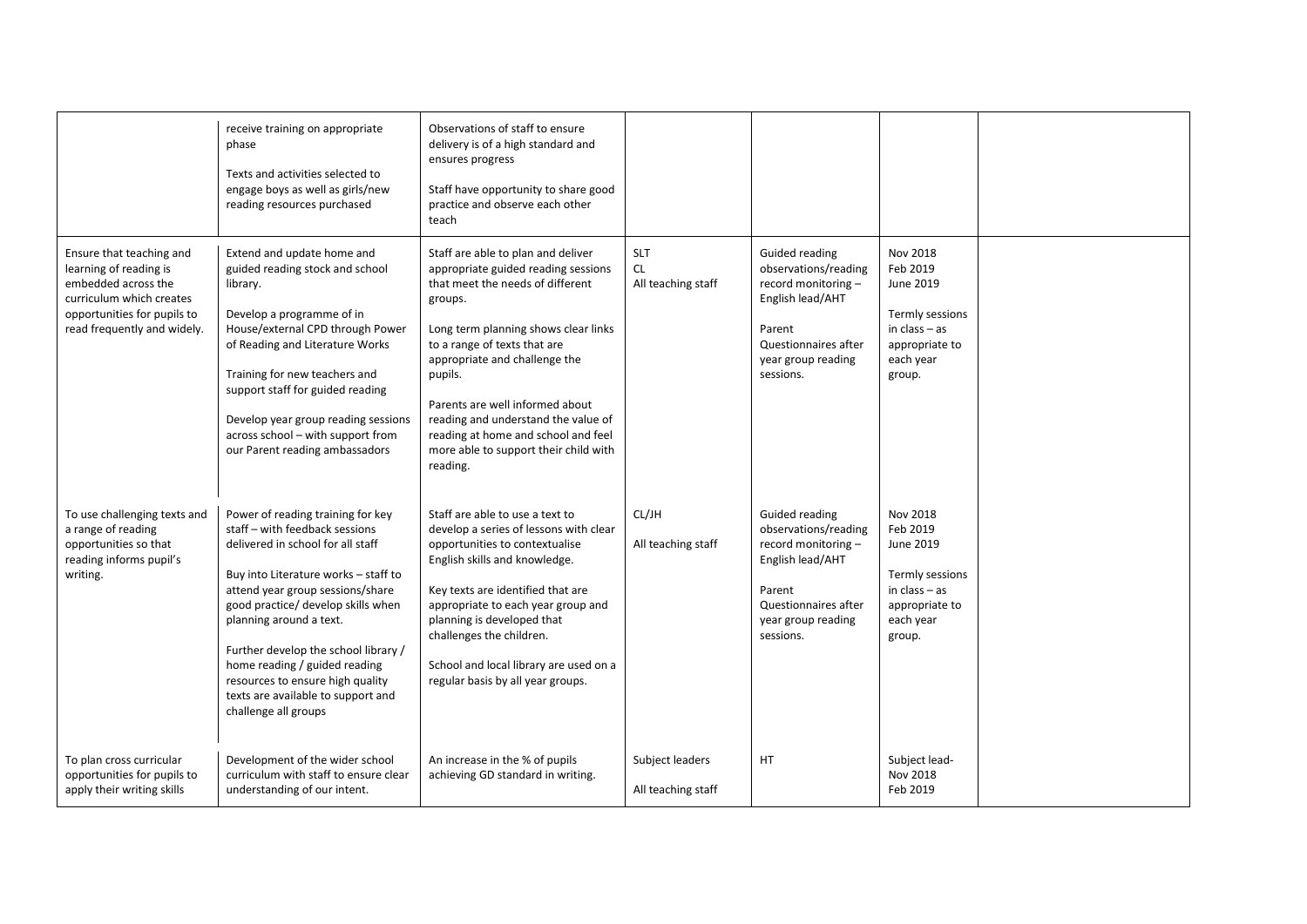| | | | | | | |
|---|---|---|---|---|---|---|
| | receive training on appropriate phase<br><br>Texts and activities selected to engage boys as well as girls/new reading resources purchased | Observations of staff to ensure delivery is of a high standard and ensures progress<br><br>Staff have opportunity to share good practice and observe each other teach | | | | |
| Ensure that teaching and learning of reading is embedded across the curriculum which creates opportunities for pupils to read frequently and widely. | Extend and update home and guided reading stock and school library.<br><br>Develop a programme of in House/external CPD through Power of Reading and Literature Works<br><br>Training for new teachers and support staff for guided reading<br><br>Develop year group reading sessions across school – with support from our Parent reading ambassadors | Staff are able to plan and deliver appropriate guided reading sessions that meet the needs of different groups.<br><br>Long term planning shows clear links to a range of texts that are appropriate and challenge the pupils.<br><br>Parents are well informed about reading and understand the value of reading at home and school and feel more able to support their child with reading. | SLT<br>CL<br>All teaching staff | Guided reading observations/reading record monitoring – English lead/AHT<br><br>Parent Questionnaires after year group reading sessions. | Nov 2018<br>Feb 2019<br>June 2019<br><br>Termly sessions in class – as appropriate to each year group. | |
| To use challenging texts and a range of reading opportunities so that reading informs pupil's writing. | Power of reading training for key staff – with feedback sessions delivered in school for all staff<br><br>Buy into Literature works – staff to attend year group sessions/share good practice/ develop skills when planning around a text.<br><br>Further develop the school library / home reading / guided reading resources to ensure high quality texts are available to support and challenge all groups | Staff are able to use a text to develop a series of lessons with clear opportunities to contextualise English skills and knowledge.<br><br>Key texts are identified that are appropriate to each year group and planning is developed that challenges the children.<br><br>School and local library are used on a regular basis by all year groups. | CL/JH<br><br>All teaching staff | Guided reading observations/reading record monitoring – English lead/AHT<br><br>Parent Questionnaires after year group reading sessions. | Nov 2018<br>Feb 2019<br>June 2019<br><br>Termly sessions in class – as appropriate to each year group. | |
| To plan cross curricular opportunities for pupils to apply their writing skills | Development of the wider school curriculum with staff to ensure clear understanding of our intent. | An increase in the % of pupils achieving GD standard in writing. | Subject leaders<br><br>All teaching staff | HT | Subject lead-<br>Nov 2018<br>Feb 2019 | |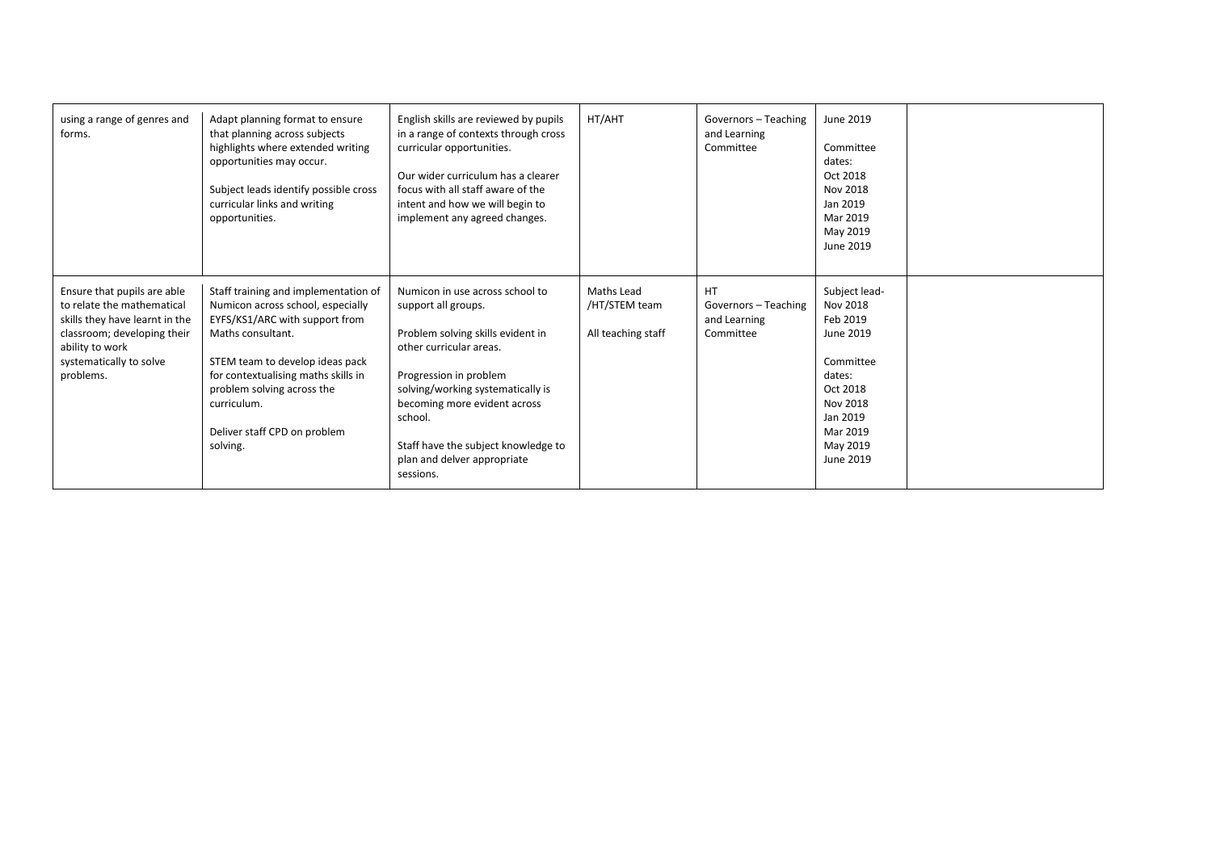| | | | | | | |
|---|---|---|---|---|---|---|
| using a range of genres and forms. | Adapt planning format to ensure that planning across subjects highlights where extended writing opportunities may occur.<br><br>Subject leads identify possible cross curricular links and writing opportunities. | English skills are reviewed by pupils in a range of contexts through cross curricular opportunities.<br><br>Our wider curriculum has a clearer focus with all staff aware of the intent and how we will begin to implement any agreed changes. | HT/AHT | Governors – Teaching and Learning Committee | June 2019<br><br>Committee dates:<br>Oct 2018<br>Nov 2018<br>Jan 2019<br>Mar 2019<br>May 2019<br>June 2019 | |
| Ensure that pupils are able to relate the mathematical skills they have learnt in the classroom; developing their ability to work systematically to solve problems. | Staff training and implementation of Numicon across school, especially EYFS/KS1/ARC with support from Maths consultant.<br><br>STEM team to develop ideas pack for contextualising maths skills in problem solving across the curriculum.<br><br>Deliver staff CPD on problem solving. | Numicon in use across school to support all groups.<br><br>Problem solving skills evident in other curricular areas.<br><br>Progression in problem solving/working systematically is becoming more evident across school.<br><br>Staff have the subject knowledge to plan and delver appropriate sessions. | Maths Lead /HT/STEM team<br><br>All teaching staff | HT<br>Governors – Teaching and Learning Committee | Subject lead-<br>Nov 2018<br>Feb 2019<br>June 2019<br><br>Committee dates:<br>Oct 2018<br>Nov 2018<br>Jan 2019<br>Mar 2019<br>May 2019<br>June 2019 | |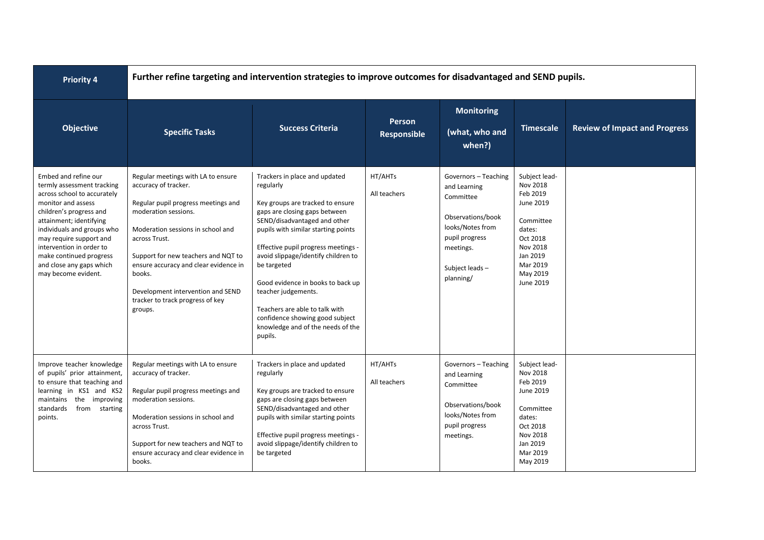| Priority 4 | Further refine targeting and intervention strategies to improve outcomes for disadvantaged and SEND pupils. | | | | | |
|---|---|---|---|---|---|---|
| **Objective** | **Specific Tasks** | **Success Criteria** | **Person Responsible** | **Monitoring (what, who and when?)** | **Timescale** | **Review of Impact and Progress** |
| Embed and refine our termly assessment tracking across school to accurately monitor and assess children's progress and attainment; identifying individuals and groups who may require support and intervention in order to make continued progress and close any gaps which may become evident. | Regular meetings with LA to ensure accuracy of tracker.<br><br>Regular pupil progress meetings and moderation sessions.<br><br>Moderation sessions in school and across Trust.<br><br>Support for new teachers and NQT to ensure accuracy and clear evidence in books.<br><br>Development intervention and SEND tracker to track progress of key groups. | Trackers in place and updated regularly<br><br>Key groups are tracked to ensure gaps are closing gaps between SEND/disadvantaged and other pupils with similar starting points<br><br>Effective pupil progress meetings - avoid slippage/identify children to be targeted<br><br>Good evidence in books to back up teacher judgements.<br><br>Teachers are able to talk with confidence showing good subject knowledge and of the needs of the pupils. | HT/AHTs<br><br>All teachers | Governors – Teaching and Learning Committee<br><br>Observations/book looks/Notes from pupil progress meetings.<br><br>Subject leads – planning/ | Subject lead-<br>Nov 2018<br>Feb 2019<br>June 2019<br><br>Committee dates:<br>Oct 2018<br>Nov 2018<br>Jan 2019<br>Mar 2019<br>May 2019<br>June 2019 | |
| Improve teacher knowledge of pupils' prior attainment, to ensure that teaching and learning in KS1 and KS2 maintains the improving standards from starting points. | Regular meetings with LA to ensure accuracy of tracker.<br><br>Regular pupil progress meetings and moderation sessions.<br><br>Moderation sessions in school and across Trust.<br><br>Support for new teachers and NQT to ensure accuracy and clear evidence in books. | Trackers in place and updated regularly<br><br>Key groups are tracked to ensure gaps are closing gaps between SEND/disadvantaged and other pupils with similar starting points<br><br>Effective pupil progress meetings - avoid slippage/identify children to be targeted | HT/AHTs<br><br>All teachers | Governors – Teaching and Learning Committee<br><br>Observations/book looks/Notes from pupil progress meetings. | Subject lead-<br>Nov 2018<br>Feb 2019<br>June 2019<br><br>Committee dates:<br>Oct 2018<br>Nov 2018<br>Jan 2019<br>Mar 2019<br>May 2019 | |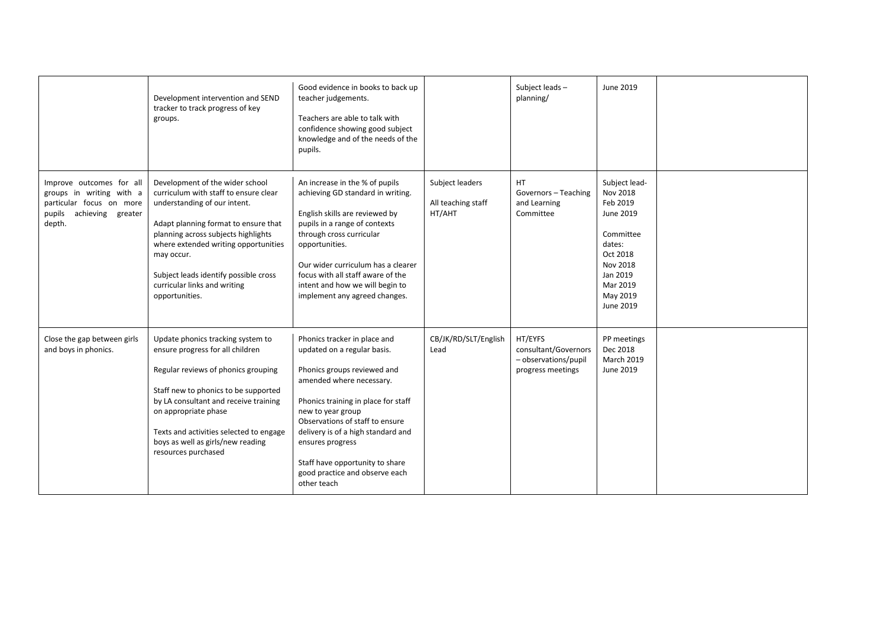| | | | | | | |
|---|---|---|---|---|---|---|
| | Development intervention and SEND tracker to track progress of key groups. | Good evidence in books to back up teacher judgements.<br><br>Teachers are able to talk with confidence showing good subject knowledge and of the needs of the pupils. | | Subject leads – planning/ | June 2019 | |
| Improve outcomes for all groups in writing with a particular focus on more pupils achieving greater depth. | Development of the wider school curriculum with staff to ensure clear understanding of our intent.<br><br>Adapt planning format to ensure that planning across subjects highlights where extended writing opportunities may occur.<br><br>Subject leads identify possible cross curricular links and writing opportunities. | An increase in the % of pupils achieving GD standard in writing.<br><br>English skills are reviewed by pupils in a range of contexts through cross curricular opportunities.<br><br>Our wider curriculum has a clearer focus with all staff aware of the intent and how we will begin to implement any agreed changes. | Subject leaders<br><br>All teaching staff<br>HT/AHT | HT<br>Governors – Teaching and Learning Committee | Subject lead-<br>Nov 2018<br>Feb 2019<br>June 2019<br><br>Committee dates:<br>Oct 2018<br>Nov 2018<br>Jan 2019<br>Mar 2019<br>May 2019<br>June 2019 | |
| Close the gap between girls and boys in phonics. | Update phonics tracking system to ensure progress for all children<br><br>Regular reviews of phonics grouping<br><br>Staff new to phonics to be supported by LA consultant and receive training on appropriate phase<br><br>Texts and activities selected to engage boys as well as girls/new reading resources purchased | Phonics tracker in place and updated on a regular basis.<br><br>Phonics groups reviewed and amended where necessary.<br><br>Phonics training in place for staff new to year group<br>Observations of staff to ensure delivery is of a high standard and ensures progress<br><br>Staff have opportunity to share good practice and observe each other teach | CB/JK/RD/SLT/English Lead | HT/EYFS consultant/Governors – observations/pupil progress meetings | PP meetings<br>Dec 2018<br>March 2019<br>June 2019 | |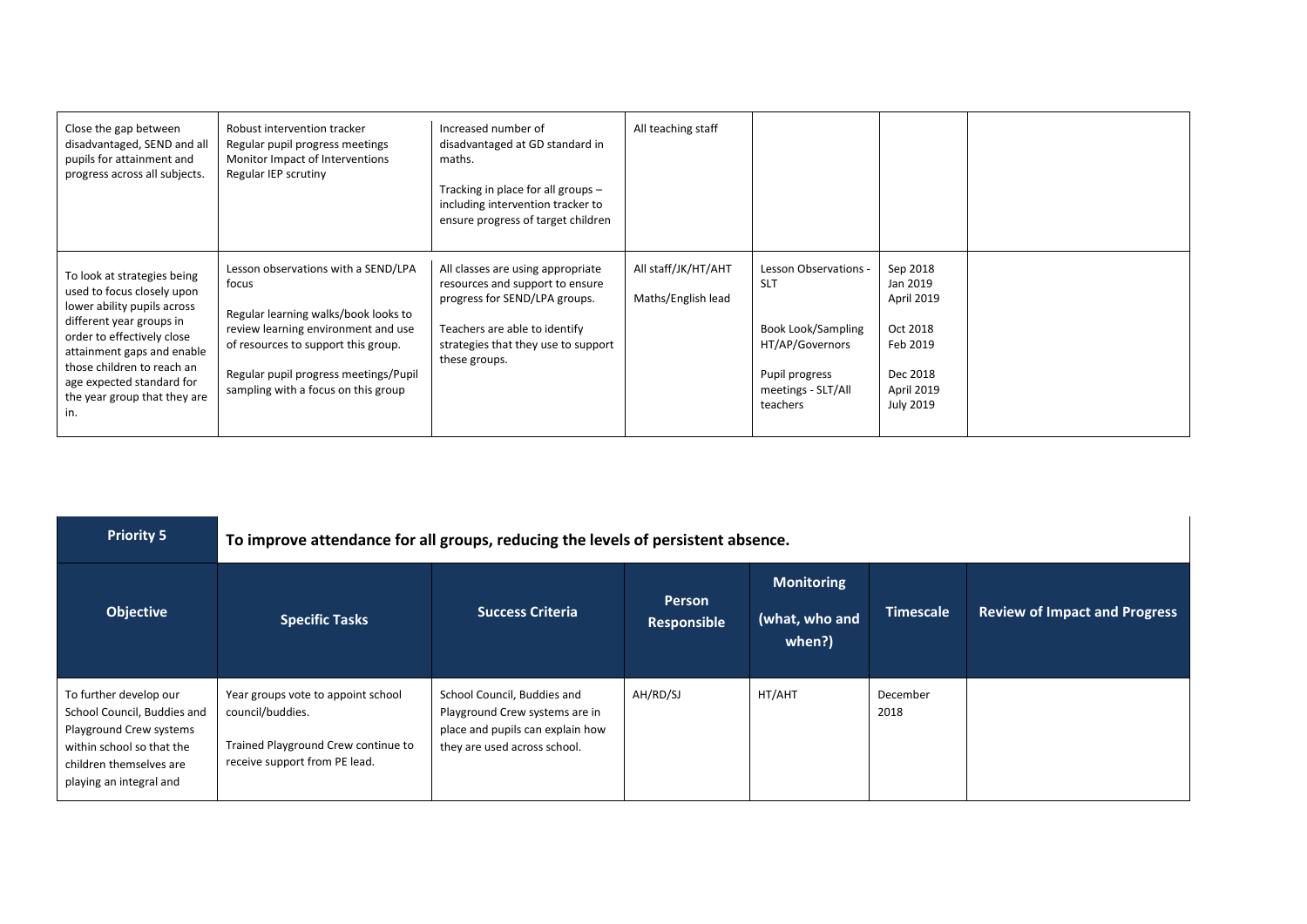| | | | | | | |
|---|---|---|---|---|---|---|
| Close the gap between disadvantaged, SEND and all pupils for attainment and progress across all subjects. | Robust intervention tracker<br>Regular pupil progress meetings<br>Monitor Impact of Interventions<br>Regular IEP scrutiny | Increased number of disadvantaged at GD standard in maths.<br><br>Tracking in place for all groups – including intervention tracker to ensure progress of target children | All teaching staff | | | |
| To look at strategies being used to focus closely upon lower ability pupils across different year groups in order to effectively close attainment gaps and enable those children to reach an age expected standard for the year group that they are in. | Lesson observations with a SEND/LPA focus<br><br>Regular learning walks/book looks to review learning environment and use of resources to support this group.<br><br>Regular pupil progress meetings/Pupil sampling with a focus on this group | All classes are using appropriate resources and support to ensure progress for SEND/LPA groups.<br><br>Teachers are able to identify strategies that they use to support these groups. | All staff/JK/HT/AHT<br><br>Maths/English lead | Lesson Observations - SLT<br><br>Book Look/Sampling HT/AP/Governors<br><br>Pupil progress meetings - SLT/All teachers | Sep 2018<br>Jan 2019<br>April 2019<br><br>Oct 2018<br>Feb 2019<br><br>Dec 2018<br>April 2019<br>July 2019 | |

| **Priority 5** | **To improve attendance for all groups, reducing the levels of persistent absence.** | | | | | |
|---|---|---|---|---|---|---|
| **Objective** | **Specific Tasks** | **Success Criteria** | **Person Responsible** | **Monitoring (what, who and when?)** | **Timescale** | **Review of Impact and Progress** |
| To further develop our School Council, Buddies and Playground Crew systems within school so that the children themselves are playing an integral and | Year groups vote to appoint school council/buddies.<br><br>Trained Playground Crew continue to receive support from PE lead. | School Council, Buddies and Playground Crew systems are in place and pupils can explain how they are used across school. | AH/RD/SJ | HT/AHT | December 2018 | |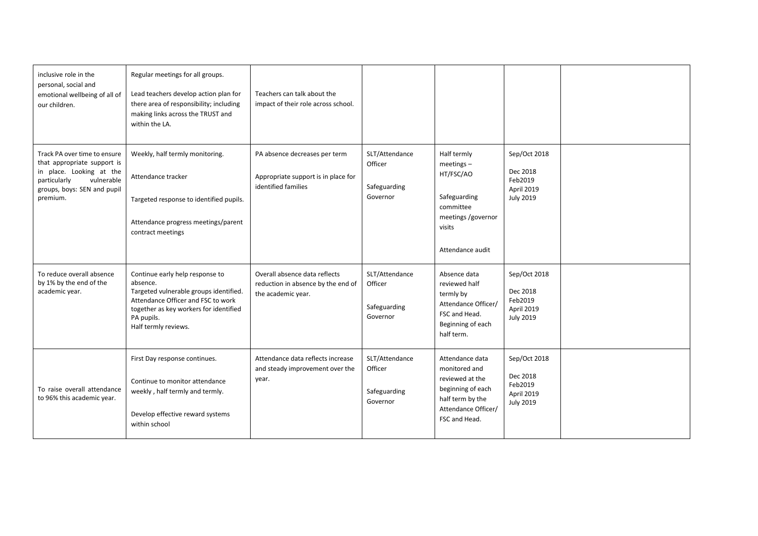| | | | | | | |
|---|---|---|---|---|---|---|
| inclusive role in the personal, social and emotional wellbeing of all of our children. | Regular meetings for all groups.<br><br>Lead teachers develop action plan for there area of responsibility; including making links across the TRUST and within the LA. | Teachers can talk about the impact of their role across school. | | | | |
| Track PA over time to ensure that appropriate support is in place. Looking at the particularly vulnerable groups, boys: SEN and pupil premium. | Weekly, half termly monitoring.<br><br>Attendance tracker<br><br>Targeted response to identified pupils.<br><br>Attendance progress meetings/parent contract meetings | PA absence decreases per term<br><br>Appropriate support is in place for identified families | SLT/Attendance Officer<br><br>Safeguarding Governor | Half termly meetings – HT/FSC/AO<br><br>Safeguarding committee meetings /governor visits<br><br>Attendance audit | Sep/Oct 2018<br><br>Dec 2018<br>Feb2019<br>April 2019<br>July 2019 | |
| To reduce overall absence by 1% by the end of the academic year. | Continue early help response to absence.<br>Targeted vulnerable groups identified.<br>Attendance Officer and FSC to work together as key workers for identified PA pupils.<br>Half termly reviews. | Overall absence data reflects reduction in absence by the end of the academic year. | SLT/Attendance Officer<br><br>Safeguarding Governor | Absence data reviewed half termly by Attendance Officer/ FSC and Head. Beginning of each half term. | Sep/Oct 2018<br><br>Dec 2018<br>Feb2019<br>April 2019<br>July 2019 | |
| To raise overall attendance to 96% this academic year. | First Day response continues.<br><br>Continue to monitor attendance weekly , half termly and termly.<br><br>Develop effective reward systems within school | Attendance data reflects increase and steady improvement over the year. | SLT/Attendance Officer<br><br>Safeguarding Governor | Attendance data monitored and reviewed at the beginning of each half term by the Attendance Officer/ FSC and Head. | Sep/Oct 2018<br><br>Dec 2018<br>Feb2019<br>April 2019<br>July 2019 | |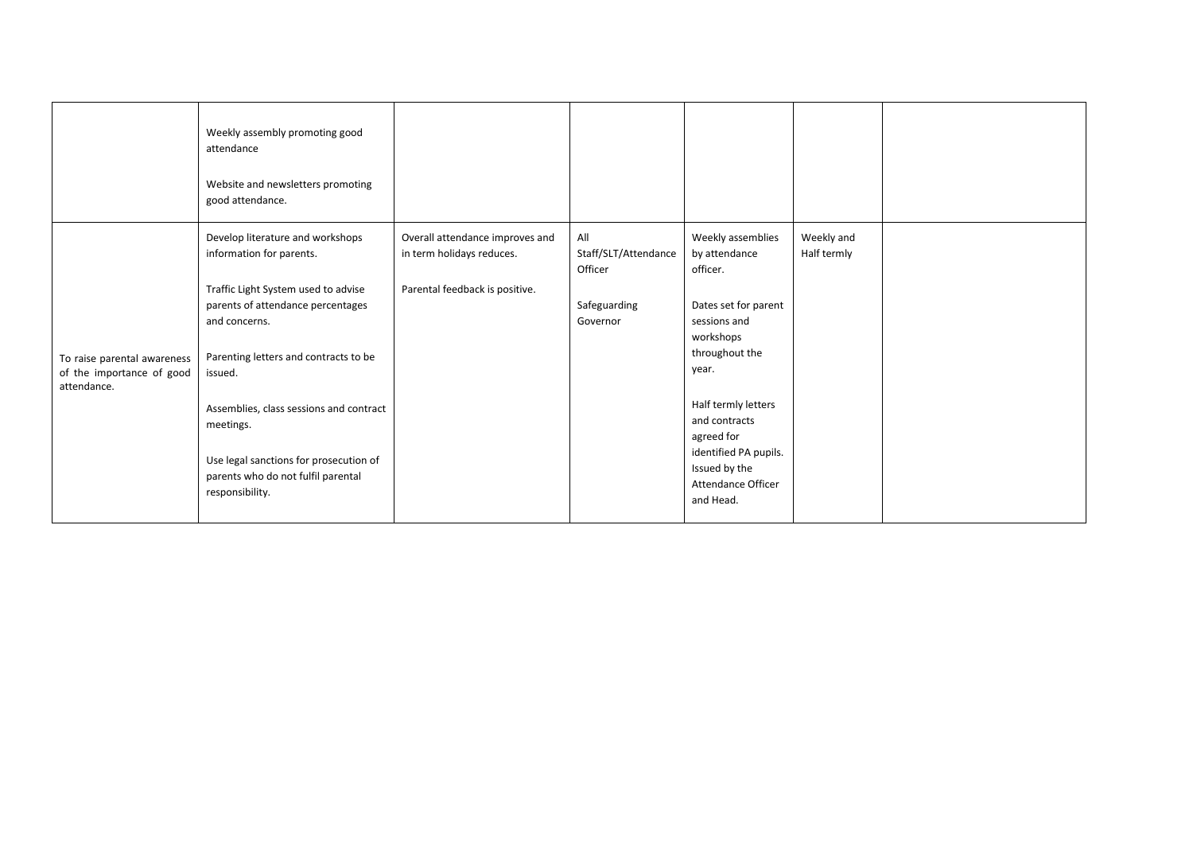| | | | | | | |
|---|---|---|---|---|---|---|
| | Weekly assembly promoting good attendance<br><br>Website and newsletters promoting good attendance. | | | | | |
| To raise parental awareness of the importance of good attendance. | Develop literature and workshops information for parents.<br><br>Traffic Light System used to advise parents of attendance percentages and concerns.<br><br>Parenting letters and contracts to be issued.<br><br>Assemblies, class sessions and contract meetings.<br><br>Use legal sanctions for prosecution of parents who do not fulfil parental responsibility. | Overall attendance improves and in term holidays reduces.<br><br>Parental feedback is positive. | All Staff/SLT/Attendance Officer<br><br>Safeguarding Governor | Weekly assemblies by attendance officer.<br><br>Dates set for parent sessions and workshops throughout the year.<br><br>Half termly letters and contracts agreed for identified PA pupils. Issued by the Attendance Officer and Head. | Weekly and Half termly | |